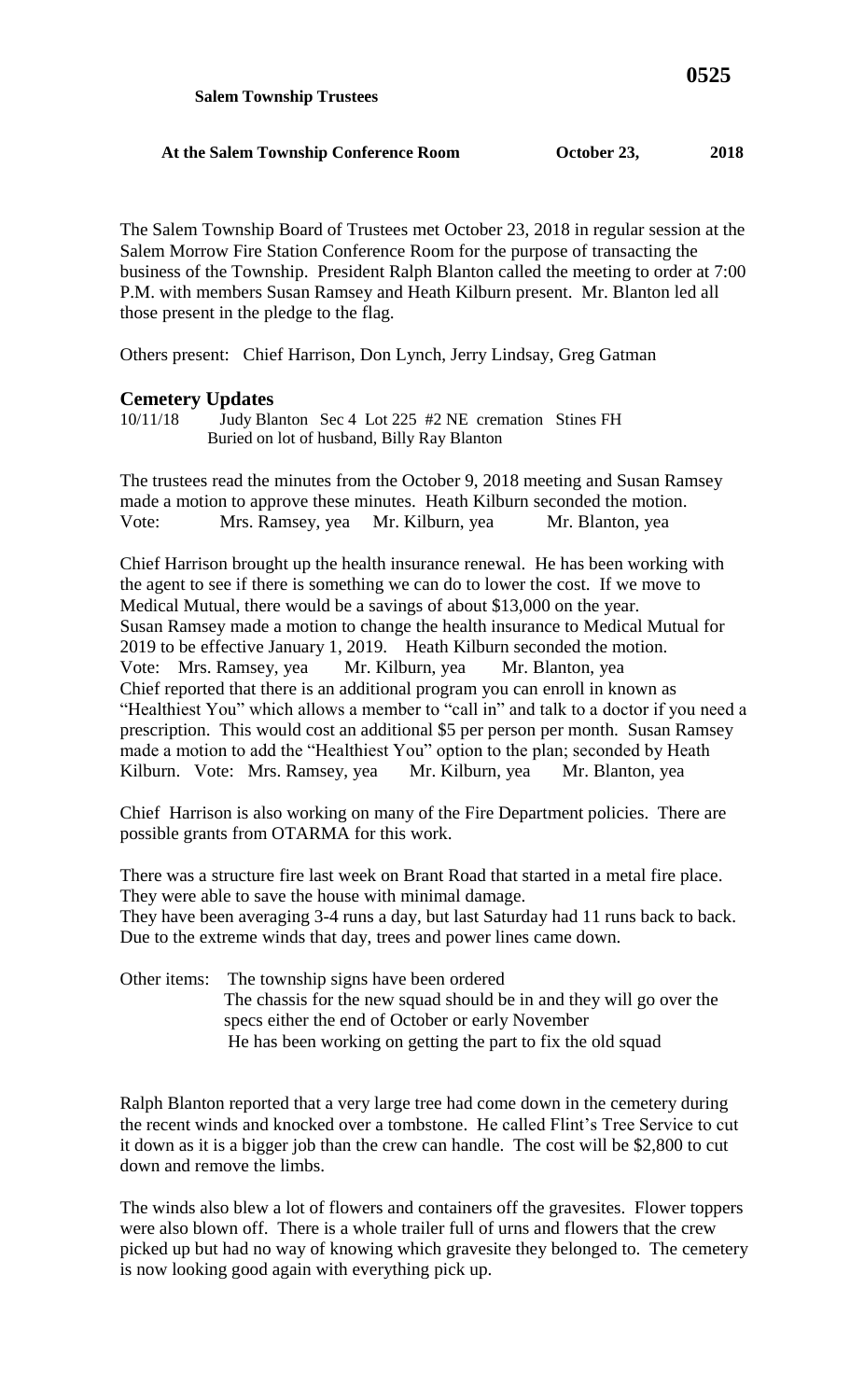**Salem Township Trustees**

**At the Salem Township Conference Room October 23, 2018**

The Salem Township Board of Trustees met October 23, 2018 in regular session at the Salem Morrow Fire Station Conference Room for the purpose of transacting the business of the Township. President Ralph Blanton called the meeting to order at 7:00 P.M. with members Susan Ramsey and Heath Kilburn present. Mr. Blanton led all those present in the pledge to the flag.

Others present: Chief Harrison, Don Lynch, Jerry Lindsay, Greg Gatman

## Cemetery Updates

10/11/18 Judy Blanton Sec 4 Lot 225 #2 NE cremation Stines FH
Buried on lot of husband, Billy Ray Blanton

The trustees read the minutes from the October 9, 2018 meeting and Susan Ramsey made a motion to approve these minutes. Heath Kilburn seconded the motion.
Vote: Mrs. Ramsey, yea Mr. Kilburn, yea Mr. Blanton, yea

Chief Harrison brought up the health insurance renewal. He has been working with the agent to see if there is something we can do to lower the cost. If we move to Medical Mutual, there would be a savings of about $13,000 on the year.
Susan Ramsey made a motion to change the health insurance to Medical Mutual for 2019 to be effective January 1, 2019. Heath Kilburn seconded the motion.
Vote: Mrs. Ramsey, yea Mr. Kilburn, yea Mr. Blanton, yea
Chief reported that there is an additional program you can enroll in known as "Healthiest You" which allows a member to "call in" and talk to a doctor if you need a prescription. This would cost an additional $5 per person per month. Susan Ramsey made a motion to add the "Healthiest You" option to the plan; seconded by Heath Kilburn. Vote: Mrs. Ramsey, yea Mr. Kilburn, yea Mr. Blanton, yea

Chief Harrison is also working on many of the Fire Department policies. There are possible grants from OTARMA for this work.

There was a structure fire last week on Brant Road that started in a metal fire place. They were able to save the house with minimal damage.
They have been averaging 3-4 runs a day, but last Saturday had 11 runs back to back. Due to the extreme winds that day, trees and power lines came down.

Other items: The township signs have been ordered
The chassis for the new squad should be in and they will go over the specs either the end of October or early November
He has been working on getting the part to fix the old squad

Ralph Blanton reported that a very large tree had come down in the cemetery during the recent winds and knocked over a tombstone. He called Flint's Tree Service to cut it down as it is a bigger job than the crew can handle. The cost will be $2,800 to cut down and remove the limbs.

The winds also blew a lot of flowers and containers off the gravesites. Flower toppers were also blown off. There is a whole trailer full of urns and flowers that the crew picked up but had no way of knowing which gravesite they belonged to. The cemetery is now looking good again with everything pick up.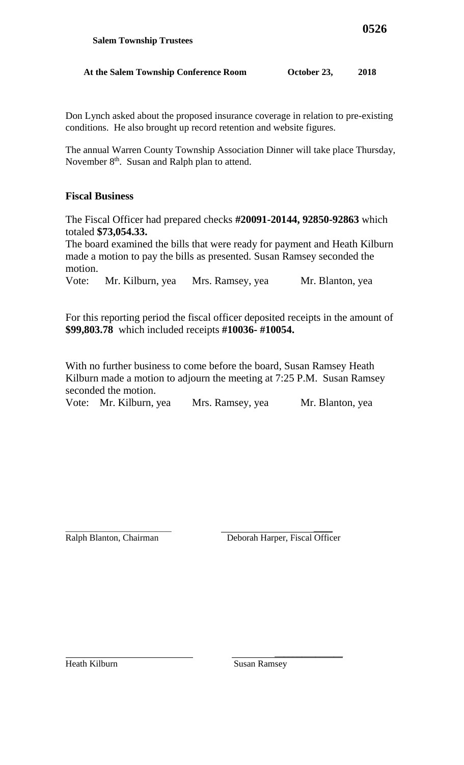**Salem Township Trustees**

**At the Salem Township Conference Room October 23, 2018**

Don Lynch asked about the proposed insurance coverage in relation to pre-existing conditions. He also brought up record retention and website figures.

The annual Warren County Township Association Dinner will take place Thursday, November 8th. Susan and Ralph plan to attend.

## Fiscal Business

The Fiscal Officer had prepared checks **#20091-20144, 92850-92863** which totaled **$73,054.33.**
The board examined the bills that were ready for payment and Heath Kilburn made a motion to pay the bills as presented. Susan Ramsey seconded the motion.
Vote: Mr. Kilburn, yea Mrs. Ramsey, yea Mr. Blanton, yea

For this reporting period the fiscal officer deposited receipts in the amount of **$99,803.78** which included receipts **#10036- #10054.**

With no further business to come before the board, Susan Ramsey Heath Kilburn made a motion to adjourn the meeting at 7:25 P.M. Susan Ramsey seconded the motion.
Vote: Mr. Kilburn, yea Mrs. Ramsey, yea Mr. Blanton, yea

Ralph Blanton, Chairman

Deborah Harper, Fiscal Officer

Heath Kilburn

Susan Ramsey